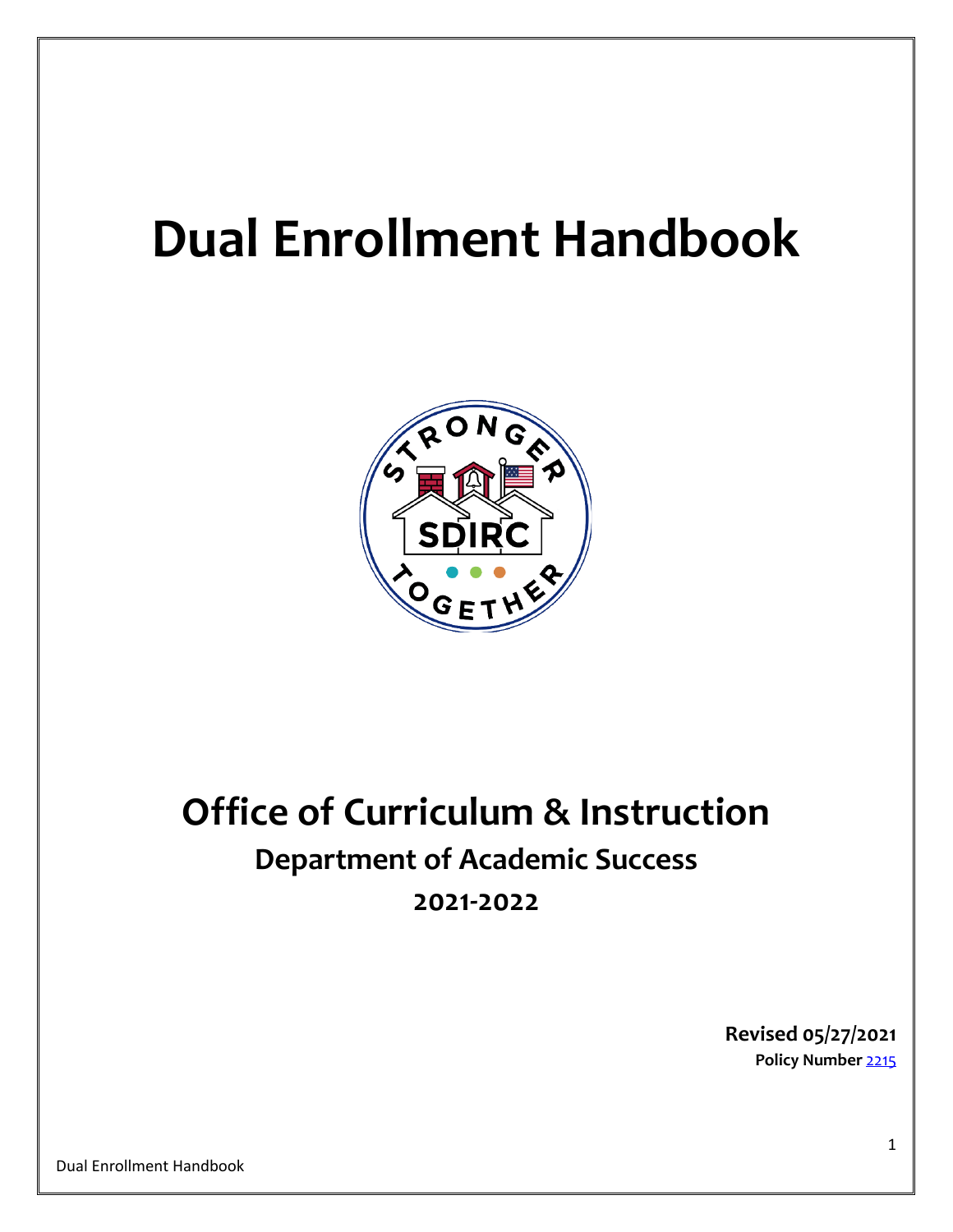# Dual Enrollment Handbook

# Office of Curriculum & Instruction

## Department of Academic Success

## 2021-2022

**Revised 05/27/2021**
**Policy Number** [2215]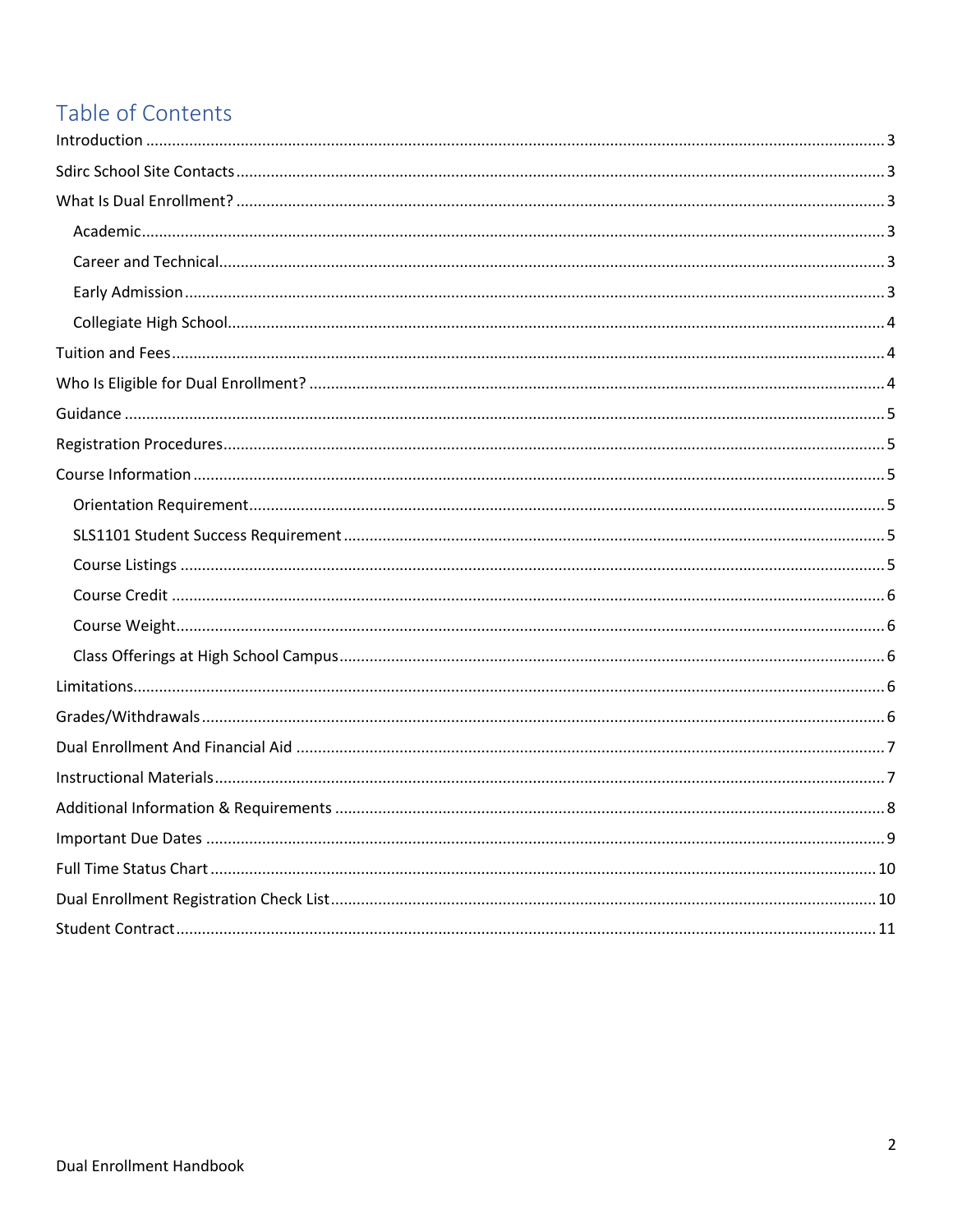# Table of Contents

- Introduction ........ 3
- Sdirc School Site Contacts ........ 3
- What Is Dual Enrollment? ........ 3
  - Academic ........ 3
  - Career and Technical ........ 3
  - Early Admission ........ 3
  - Collegiate High School ........ 4
- Tuition and Fees ........ 4
- Who Is Eligible for Dual Enrollment? ........ 4
- Guidance ........ 5
- Registration Procedures ........ 5
- Course Information ........ 5
  - Orientation Requirement ........ 5
  - SLS1101 Student Success Requirement ........ 5
  - Course Listings ........ 5
  - Course Credit ........ 6
  - Course Weight ........ 6
  - Class Offerings at High School Campus ........ 6
- Limitations ........ 6
- Grades/Withdrawals ........ 6
- Dual Enrollment And Financial Aid ........ 7
- Instructional Materials ........ 7
- Additional Information & Requirements ........ 8
- Important Due Dates ........ 9
- Full Time Status Chart ........ 10
- Dual Enrollment Registration Check List ........ 10
- Student Contract ........ 11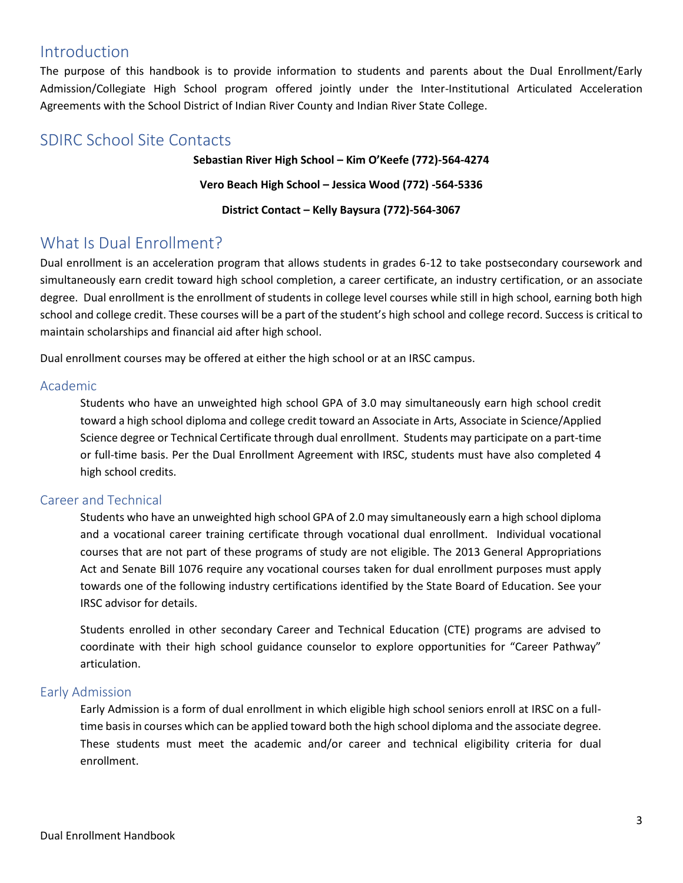## Introduction

The purpose of this handbook is to provide information to students and parents about the Dual Enrollment/Early Admission/Collegiate High School program offered jointly under the Inter-Institutional Articulated Acceleration Agreements with the School District of Indian River County and Indian River State College.

## SDIRC School Site Contacts

**Sebastian River High School – Kim O'Keefe (772)-564-4274**

**Vero Beach High School – Jessica Wood (772) -564-5336**

**District Contact – Kelly Baysura (772)-564-3067**

## What Is Dual Enrollment?

Dual enrollment is an acceleration program that allows students in grades 6-12 to take postsecondary coursework and simultaneously earn credit toward high school completion, a career certificate, an industry certification, or an associate degree. Dual enrollment is the enrollment of students in college level courses while still in high school, earning both high school and college credit. These courses will be a part of the student's high school and college record. Success is critical to maintain scholarships and financial aid after high school.

Dual enrollment courses may be offered at either the high school or at an IRSC campus.

### Academic

Students who have an unweighted high school GPA of 3.0 may simultaneously earn high school credit toward a high school diploma and college credit toward an Associate in Arts, Associate in Science/Applied Science degree or Technical Certificate through dual enrollment. Students may participate on a part-time or full-time basis. Per the Dual Enrollment Agreement with IRSC, students must have also completed 4 high school credits.

### Career and Technical

Students who have an unweighted high school GPA of 2.0 may simultaneously earn a high school diploma and a vocational career training certificate through vocational dual enrollment. Individual vocational courses that are not part of these programs of study are not eligible. The 2013 General Appropriations Act and Senate Bill 1076 require any vocational courses taken for dual enrollment purposes must apply towards one of the following industry certifications identified by the State Board of Education. See your IRSC advisor for details.

Students enrolled in other secondary Career and Technical Education (CTE) programs are advised to coordinate with their high school guidance counselor to explore opportunities for "Career Pathway" articulation.

### Early Admission

Early Admission is a form of dual enrollment in which eligible high school seniors enroll at IRSC on a full-time basis in courses which can be applied toward both the high school diploma and the associate degree. These students must meet the academic and/or career and technical eligibility criteria for dual enrollment.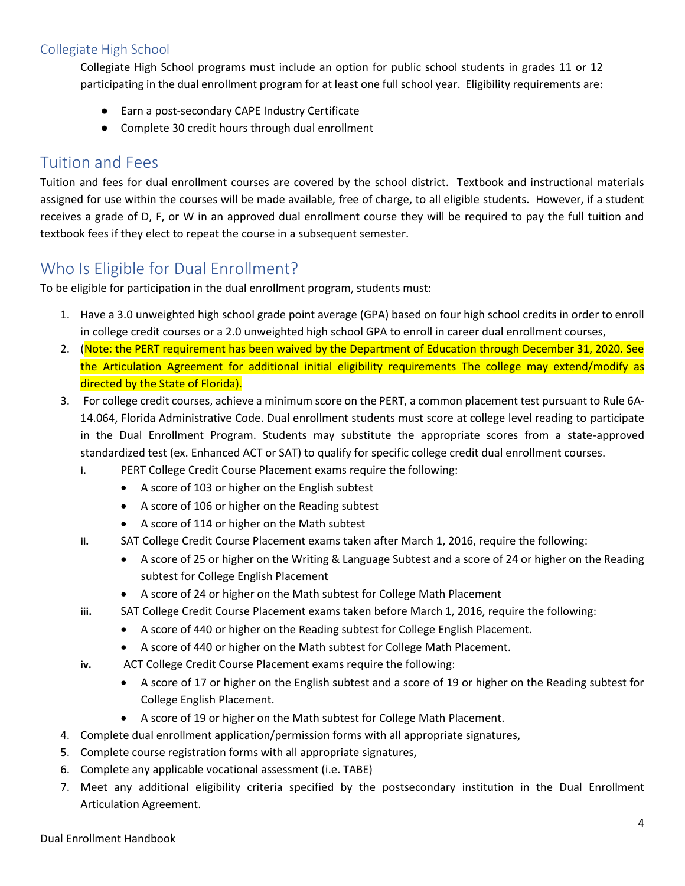## Collegiate High School

Collegiate High School programs must include an option for public school students in grades 11 or 12 participating in the dual enrollment program for at least one full school year. Eligibility requirements are:

- Earn a post-secondary CAPE Industry Certificate
- Complete 30 credit hours through dual enrollment

## Tuition and Fees

Tuition and fees for dual enrollment courses are covered by the school district. Textbook and instructional materials assigned for use within the courses will be made available, free of charge, to all eligible students. However, if a student receives a grade of D, F, or W in an approved dual enrollment course they will be required to pay the full tuition and textbook fees if they elect to repeat the course in a subsequent semester.

## Who Is Eligible for Dual Enrollment?

To be eligible for participation in the dual enrollment program, students must:

1. Have a 3.0 unweighted high school grade point average (GPA) based on four high school credits in order to enroll in college credit courses or a 2.0 unweighted high school GPA to enroll in career dual enrollment courses,
2. (Note: the PERT requirement has been waived by the Department of Education through December 31, 2020. See the Articulation Agreement for additional initial eligibility requirements The college may extend/modify as directed by the State of Florida).
3. For college credit courses, achieve a minimum score on the PERT, a common placement test pursuant to Rule 6A-14.064, Florida Administrative Code. Dual enrollment students must score at college level reading to participate in the Dual Enrollment Program. Students may substitute the appropriate scores from a state-approved standardized test (ex. Enhanced ACT or SAT) to qualify for specific college credit dual enrollment courses.
   - **i.** PERT College Credit Course Placement exams require the following:
     - A score of 103 or higher on the English subtest
     - A score of 106 or higher on the Reading subtest
     - A score of 114 or higher on the Math subtest
   - **ii.** SAT College Credit Course Placement exams taken after March 1, 2016, require the following:
     - A score of 25 or higher on the Writing & Language Subtest and a score of 24 or higher on the Reading subtest for College English Placement
     - A score of 24 or higher on the Math subtest for College Math Placement
   - **iii.** SAT College Credit Course Placement exams taken before March 1, 2016, require the following:
     - A score of 440 or higher on the Reading subtest for College English Placement.
     - A score of 440 or higher on the Math subtest for College Math Placement.
   - **iv.** ACT College Credit Course Placement exams require the following:
     - A score of 17 or higher on the English subtest and a score of 19 or higher on the Reading subtest for College English Placement.
     - A score of 19 or higher on the Math subtest for College Math Placement.
4. Complete dual enrollment application/permission forms with all appropriate signatures,
5. Complete course registration forms with all appropriate signatures,
6. Complete any applicable vocational assessment (i.e. TABE)
7. Meet any additional eligibility criteria specified by the postsecondary institution in the Dual Enrollment Articulation Agreement.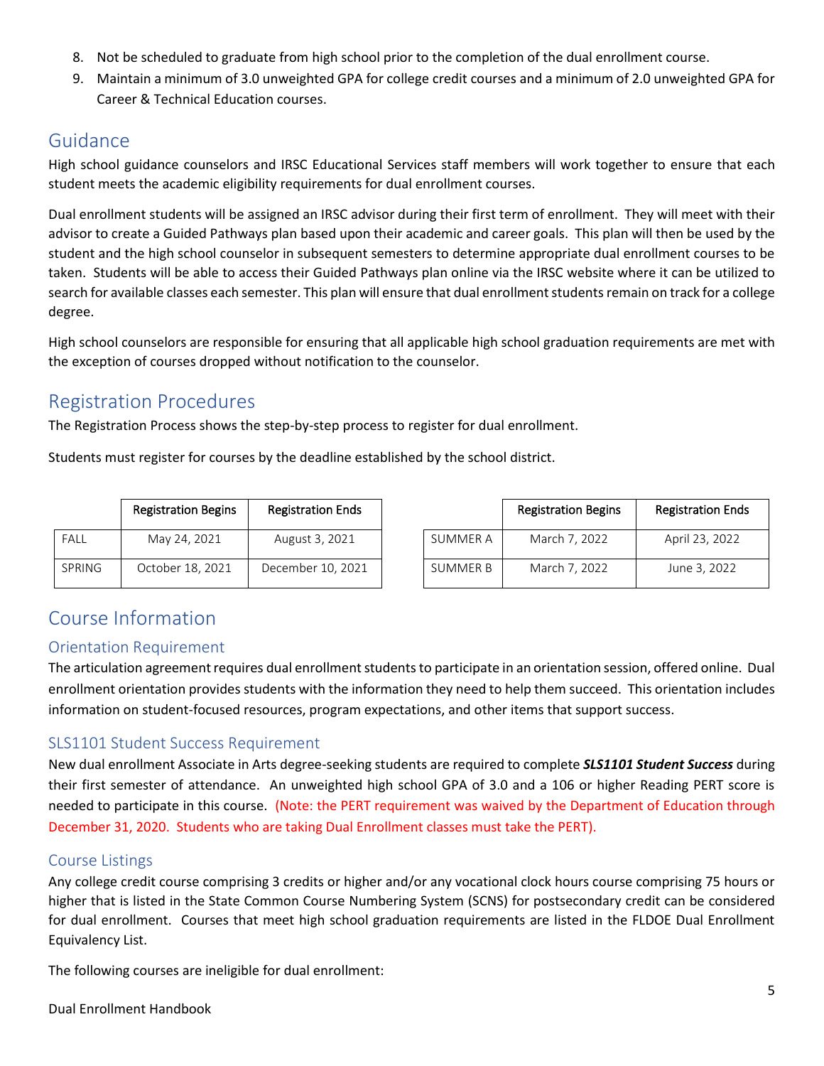8. Not be scheduled to graduate from high school prior to the completion of the dual enrollment course.
9. Maintain a minimum of 3.0 unweighted GPA for college credit courses and a minimum of 2.0 unweighted GPA for Career & Technical Education courses.

## Guidance

High school guidance counselors and IRSC Educational Services staff members will work together to ensure that each student meets the academic eligibility requirements for dual enrollment courses.

Dual enrollment students will be assigned an IRSC advisor during their first term of enrollment. They will meet with their advisor to create a Guided Pathways plan based upon their academic and career goals. This plan will then be used by the student and the high school counselor in subsequent semesters to determine appropriate dual enrollment courses to be taken. Students will be able to access their Guided Pathways plan online via the IRSC website where it can be utilized to search for available classes each semester. This plan will ensure that dual enrollment students remain on track for a college degree.

High school counselors are responsible for ensuring that all applicable high school graduation requirements are met with the exception of courses dropped without notification to the counselor.

## Registration Procedures

The Registration Process shows the step-by-step process to register for dual enrollment.

Students must register for courses by the deadline established by the school district.

| | Registration Begins | Registration Ends |
|---|---|---|
| FALL | May 24, 2021 | August 3, 2021 |
| SPRING | October 18, 2021 | December 10, 2021 |

| | Registration Begins | Registration Ends |
|---|---|---|
| SUMMER A | March 7, 2022 | April 23, 2022 |
| SUMMER B | March 7, 2022 | June 3, 2022 |

## Course Information

### Orientation Requirement

The articulation agreement requires dual enrollment students to participate in an orientation session, offered online. Dual enrollment orientation provides students with the information they need to help them succeed. This orientation includes information on student-focused resources, program expectations, and other items that support success.

### SLS1101 Student Success Requirement

New dual enrollment Associate in Arts degree-seeking students are required to complete ***SLS1101 Student Success*** during their first semester of attendance. An unweighted high school GPA of 3.0 and a 106 or higher Reading PERT score is needed to participate in this course. (Note: the PERT requirement was waived by the Department of Education through December 31, 2020. Students who are taking Dual Enrollment classes must take the PERT).

### Course Listings

Any college credit course comprising 3 credits or higher and/or any vocational clock hours course comprising 75 hours or higher that is listed in the State Common Course Numbering System (SCNS) for postsecondary credit can be considered for dual enrollment. Courses that meet high school graduation requirements are listed in the FLDOE Dual Enrollment Equivalency List.

The following courses are ineligible for dual enrollment: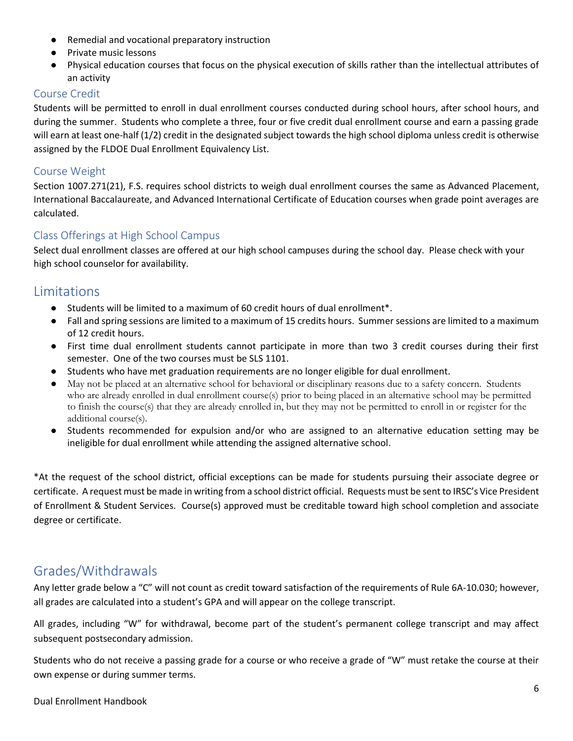- Remedial and vocational preparatory instruction
- Private music lessons
- Physical education courses that focus on the physical execution of skills rather than the intellectual attributes of an activity

### Course Credit

Students will be permitted to enroll in dual enrollment courses conducted during school hours, after school hours, and during the summer. Students who complete a three, four or five credit dual enrollment course and earn a passing grade will earn at least one-half (1/2) credit in the designated subject towards the high school diploma unless credit is otherwise assigned by the FLDOE Dual Enrollment Equivalency List.

### Course Weight

Section 1007.271(21), F.S. requires school districts to weigh dual enrollment courses the same as Advanced Placement, International Baccalaureate, and Advanced International Certificate of Education courses when grade point averages are calculated.

### Class Offerings at High School Campus

Select dual enrollment classes are offered at our high school campuses during the school day. Please check with your high school counselor for availability.

## Limitations

- Students will be limited to a maximum of 60 credit hours of dual enrollment*.
- Fall and spring sessions are limited to a maximum of 15 credits hours. Summer sessions are limited to a maximum of 12 credit hours.
- First time dual enrollment students cannot participate in more than two 3 credit courses during their first semester. One of the two courses must be SLS 1101.
- Students who have met graduation requirements are no longer eligible for dual enrollment.
- May not be placed at an alternative school for behavioral or disciplinary reasons due to a safety concern. Students who are already enrolled in dual enrollment course(s) prior to being placed in an alternative school may be permitted to finish the course(s) that they are already enrolled in, but they may not be permitted to enroll in or register for the additional course(s).
- Students recommended for expulsion and/or who are assigned to an alternative education setting may be ineligible for dual enrollment while attending the assigned alternative school.

*At the request of the school district, official exceptions can be made for students pursuing their associate degree or certificate. A request must be made in writing from a school district official. Requests must be sent to IRSC's Vice President of Enrollment & Student Services. Course(s) approved must be creditable toward high school completion and associate degree or certificate.

## Grades/Withdrawals

Any letter grade below a "C" will not count as credit toward satisfaction of the requirements of Rule 6A-10.030; however, all grades are calculated into a student's GPA and will appear on the college transcript.

All grades, including "W" for withdrawal, become part of the student's permanent college transcript and may affect subsequent postsecondary admission.

Students who do not receive a passing grade for a course or who receive a grade of "W" must retake the course at their own expense or during summer terms.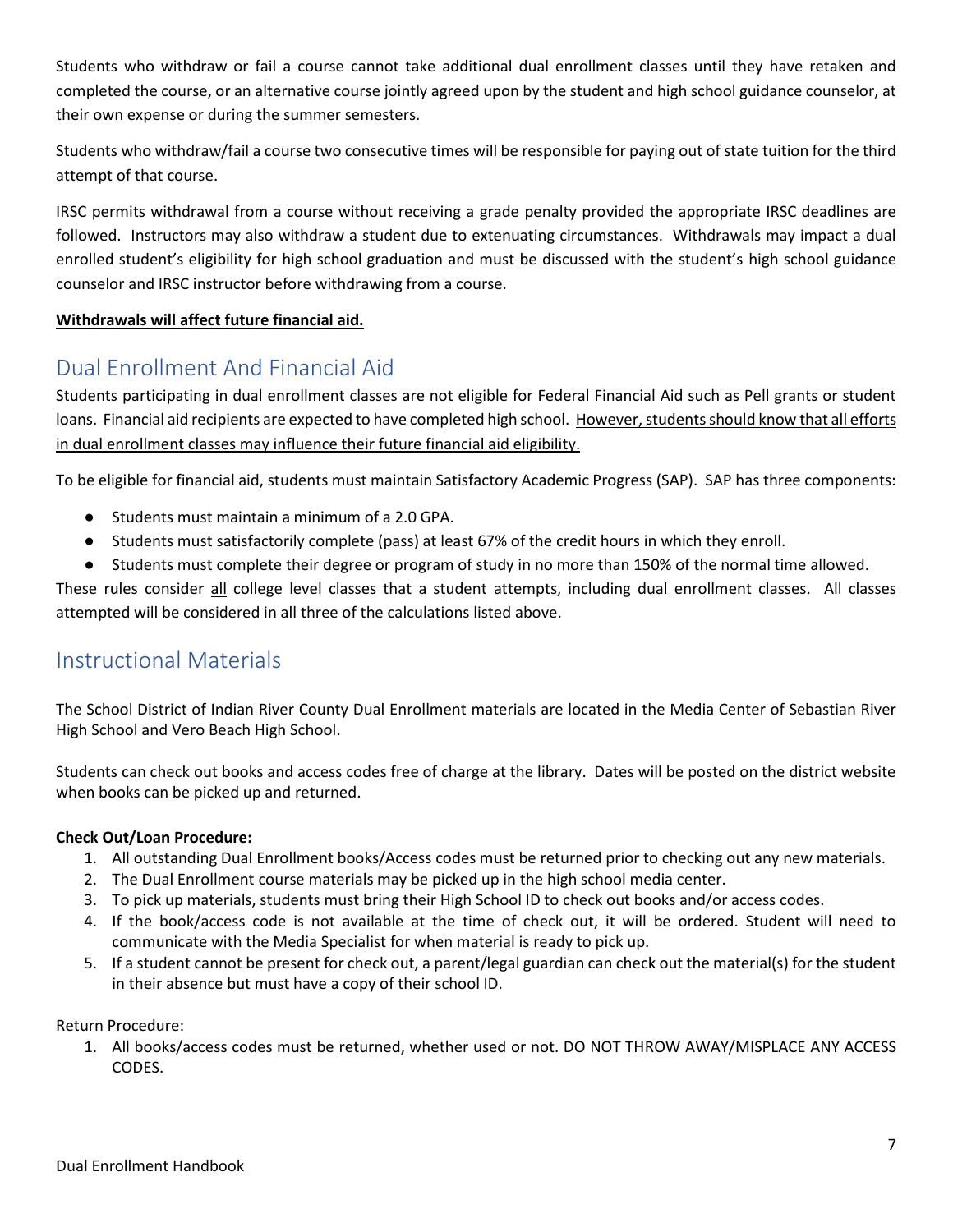Students who withdraw or fail a course cannot take additional dual enrollment classes until they have retaken and completed the course, or an alternative course jointly agreed upon by the student and high school guidance counselor, at their own expense or during the summer semesters.

Students who withdraw/fail a course two consecutive times will be responsible for paying out of state tuition for the third attempt of that course.

IRSC permits withdrawal from a course without receiving a grade penalty provided the appropriate IRSC deadlines are followed. Instructors may also withdraw a student due to extenuating circumstances. Withdrawals may impact a dual enrolled student's eligibility for high school graduation and must be discussed with the student's high school guidance counselor and IRSC instructor before withdrawing from a course.

**Withdrawals will affect future financial aid.**

## Dual Enrollment And Financial Aid

Students participating in dual enrollment classes are not eligible for Federal Financial Aid such as Pell grants or student loans. Financial aid recipients are expected to have completed high school. However, students should know that all efforts in dual enrollment classes may influence their future financial aid eligibility.

To be eligible for financial aid, students must maintain Satisfactory Academic Progress (SAP). SAP has three components:

- Students must maintain a minimum of a 2.0 GPA.
- Students must satisfactorily complete (pass) at least 67% of the credit hours in which they enroll.
- Students must complete their degree or program of study in no more than 150% of the normal time allowed.

These rules consider all college level classes that a student attempts, including dual enrollment classes. All classes attempted will be considered in all three of the calculations listed above.

## Instructional Materials

The School District of Indian River County Dual Enrollment materials are located in the Media Center of Sebastian River High School and Vero Beach High School.

Students can check out books and access codes free of charge at the library. Dates will be posted on the district website when books can be picked up and returned.

**Check Out/Loan Procedure:**

1. All outstanding Dual Enrollment books/Access codes must be returned prior to checking out any new materials.
2. The Dual Enrollment course materials may be picked up in the high school media center.
3. To pick up materials, students must bring their High School ID to check out books and/or access codes.
4. If the book/access code is not available at the time of check out, it will be ordered. Student will need to communicate with the Media Specialist for when material is ready to pick up.
5. If a student cannot be present for check out, a parent/legal guardian can check out the material(s) for the student in their absence but must have a copy of their school ID.

Return Procedure:

1. All books/access codes must be returned, whether used or not. DO NOT THROW AWAY/MISPLACE ANY ACCESS CODES.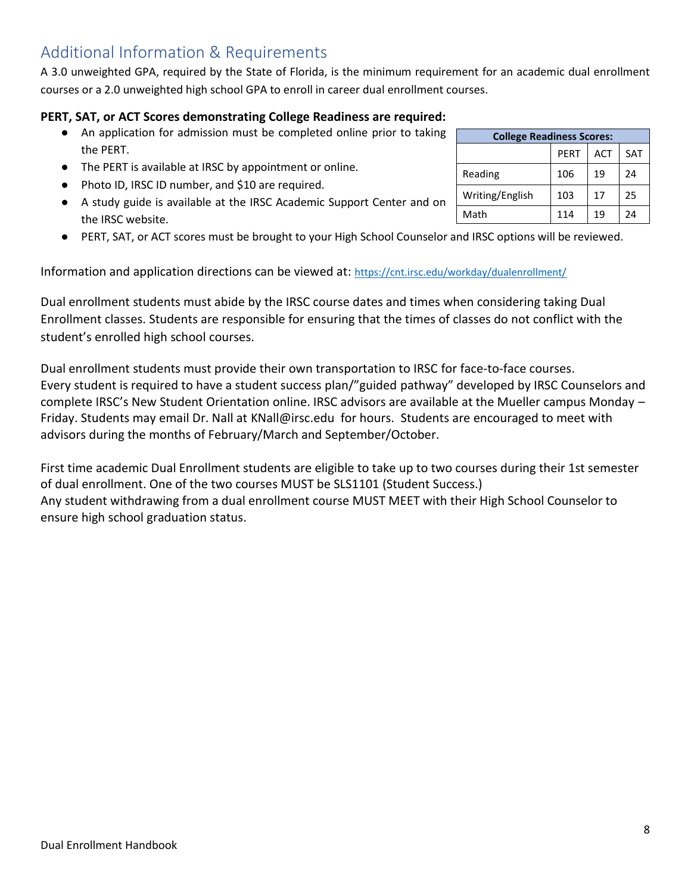## Additional Information & Requirements

A 3.0 unweighted GPA, required by the State of Florida, is the minimum requirement for an academic dual enrollment courses or a 2.0 unweighted high school GPA to enroll in career dual enrollment courses.

**PERT, SAT, or ACT Scores demonstrating College Readiness are required:**

- An application for admission must be completed online prior to taking the PERT.
- The PERT is available at IRSC by appointment or online.
- Photo ID, IRSC ID number, and $10 are required.
- A study guide is available at the IRSC Academic Support Center and on the IRSC website.
- PERT, SAT, or ACT scores must be brought to your High School Counselor and IRSC options will be reviewed.

| **College Readiness Scores:** | | | |
|---|---|---|---|
| | PERT | ACT | SAT |
| Reading | 106 | 19 | 24 |
| Writing/English | 103 | 17 | 25 |
| Math | 114 | 19 | 24 |

Information and application directions can be viewed at: https://cnt.irsc.edu/workday/dualenrollment/

Dual enrollment students must abide by the IRSC course dates and times when considering taking Dual Enrollment classes. Students are responsible for ensuring that the times of classes do not conflict with the student's enrolled high school courses.

Dual enrollment students must provide their own transportation to IRSC for face-to-face courses.
Every student is required to have a student success plan/"guided pathway" developed by IRSC Counselors and complete IRSC's New Student Orientation online. IRSC advisors are available at the Mueller campus Monday – Friday. Students may email Dr. Nall at KNall@irsc.edu for hours. Students are encouraged to meet with advisors during the months of February/March and September/October.

First time academic Dual Enrollment students are eligible to take up to two courses during their 1st semester of dual enrollment. One of the two courses MUST be SLS1101 (Student Success.)
Any student withdrawing from a dual enrollment course MUST MEET with their High School Counselor to ensure high school graduation status.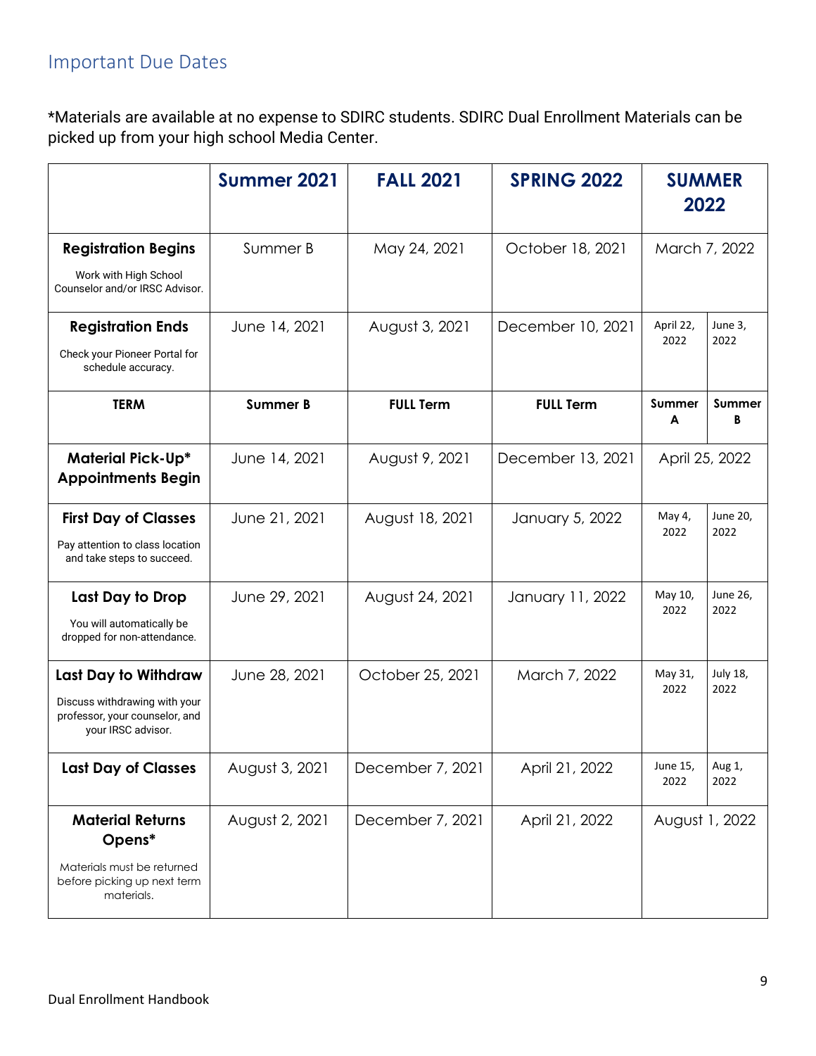## Important Due Dates

*Materials are available at no expense to SDIRC students. SDIRC Dual Enrollment Materials can be picked up from your high school Media Center.

| | Summer 2021 | FALL 2021 | SPRING 2022 | SUMMER 2022 | |
|---|---|---|---|---|---|
| **Registration Begins** Work with High School Counselor and/or IRSC Advisor. | Summer B | May 24, 2021 | October 18, 2021 | March 7, 2022 | |
| **Registration Ends** Check your Pioneer Portal for schedule accuracy. | June 14, 2021 | August 3, 2021 | December 10, 2021 | April 22, 2022 | June 3, 2022 |
| **TERM** | **Summer B** | **FULL Term** | **FULL Term** | **Summer A** | **Summer B** |
| **Material Pick-Up* Appointments Begin** | June 14, 2021 | August 9, 2021 | December 13, 2021 | April 25, 2022 | |
| **First Day of Classes** Pay attention to class location and take steps to succeed. | June 21, 2021 | August 18, 2021 | January 5, 2022 | May 4, 2022 | June 20, 2022 |
| **Last Day to Drop** You will automatically be dropped for non-attendance. | June 29, 2021 | August 24, 2021 | January 11, 2022 | May 10, 2022 | June 26, 2022 |
| **Last Day to Withdraw** Discuss withdrawing with your professor, your counselor, and your IRSC advisor. | June 28, 2021 | October 25, 2021 | March 7, 2022 | May 31, 2022 | July 18, 2022 |
| **Last Day of Classes** | August 3, 2021 | December 7, 2021 | April 21, 2022 | June 15, 2022 | Aug 1, 2022 |
| **Material Returns Opens*** Materials must be returned before picking up next term materials. | August 2, 2021 | December 7, 2021 | April 21, 2022 | August 1, 2022 | |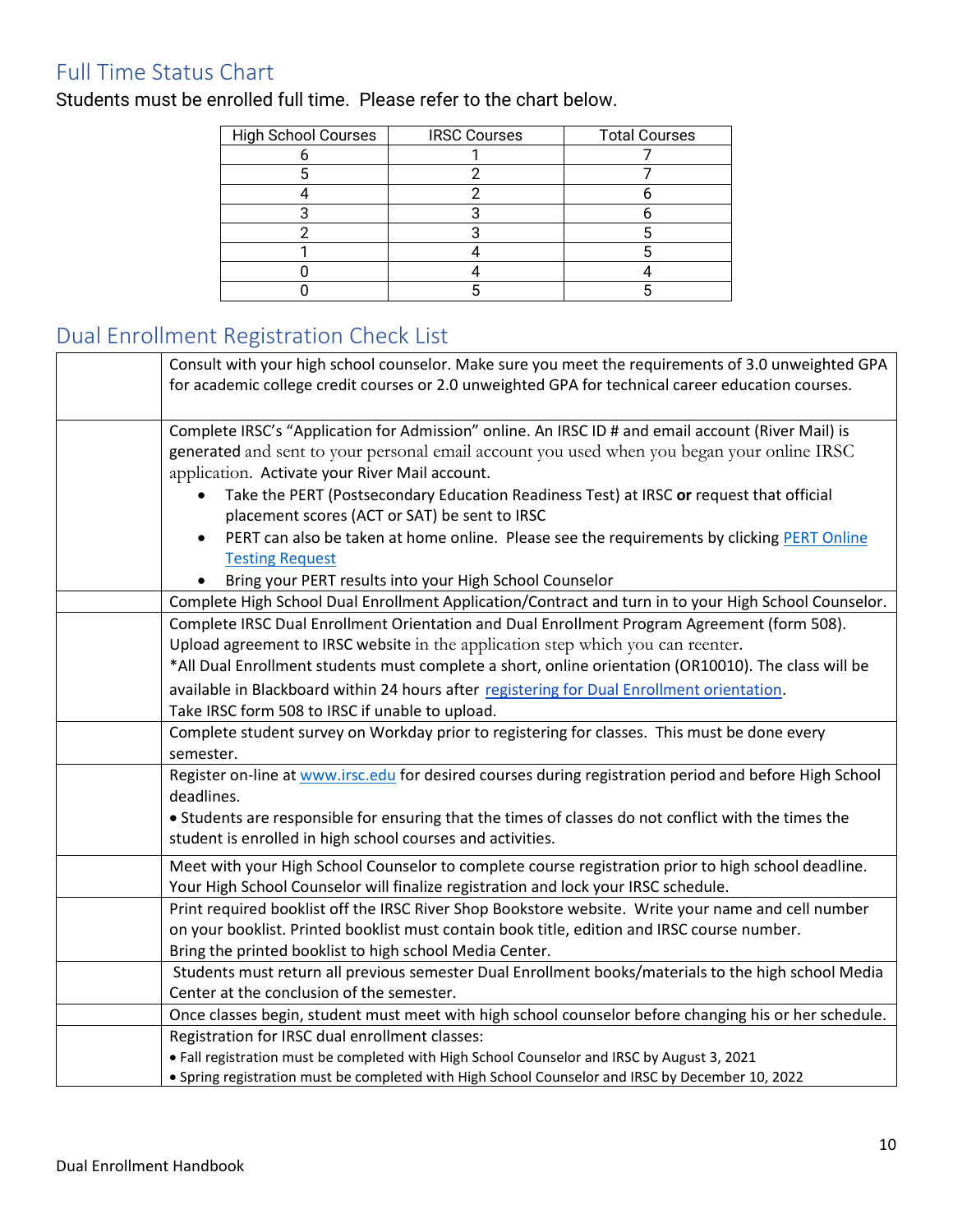## Full Time Status Chart

Students must be enrolled full time. Please refer to the chart below.

| High School Courses | IRSC Courses | Total Courses |
|---|---|---|
| 6 | 1 | 7 |
| 5 | 2 | 7 |
| 4 | 2 | 6 |
| 3 | 3 | 6 |
| 2 | 3 | 5 |
| 1 | 4 | 5 |
| 0 | 4 | 4 |
| 0 | 5 | 5 |

## Dual Enrollment Registration Check List

| | |
|---|---|
| | Consult with your high school counselor. Make sure you meet the requirements of 3.0 unweighted GPA for academic college credit courses or 2.0 unweighted GPA for technical career education courses. |
| | Complete IRSC's "Application for Admission" online. An IRSC ID # and email account (River Mail) is generated and sent to your personal email account you used when you began your online IRSC application. Activate your River Mail account.<br>• Take the PERT (Postsecondary Education Readiness Test) at IRSC **or** request that official placement scores (ACT or SAT) be sent to IRSC<br>• PERT can also be taken at home online. Please see the requirements by clicking PERT Online Testing Request<br>• Bring your PERT results into your High School Counselor |
| | Complete High School Dual Enrollment Application/Contract and turn in to your High School Counselor. |
| | Complete IRSC Dual Enrollment Orientation and Dual Enrollment Program Agreement (form 508). Upload agreement to IRSC website in the application step which you can reenter.<br>*All Dual Enrollment students must complete a short, online orientation (OR10010). The class will be available in Blackboard within 24 hours after registering for Dual Enrollment orientation.<br>Take IRSC form 508 to IRSC if unable to upload. |
| | Complete student survey on Workday prior to registering for classes. This must be done every semester. |
| | Register on-line at www.irsc.edu for desired courses during registration period and before High School deadlines.<br>• Students are responsible for ensuring that the times of classes do not conflict with the times the student is enrolled in high school courses and activities. |
| | Meet with your High School Counselor to complete course registration prior to high school deadline. Your High School Counselor will finalize registration and lock your IRSC schedule. |
| | Print required booklist off the IRSC River Shop Bookstore website. Write your name and cell number on your booklist. Printed booklist must contain book title, edition and IRSC course number.<br>Bring the printed booklist to high school Media Center. |
| | Students must return all previous semester Dual Enrollment books/materials to the high school Media Center at the conclusion of the semester. |
| | Once classes begin, student must meet with high school counselor before changing his or her schedule. |
| | Registration for IRSC dual enrollment classes:<br>• Fall registration must be completed with High School Counselor and IRSC by August 3, 2021<br>• Spring registration must be completed with High School Counselor and IRSC by December 10, 2022 |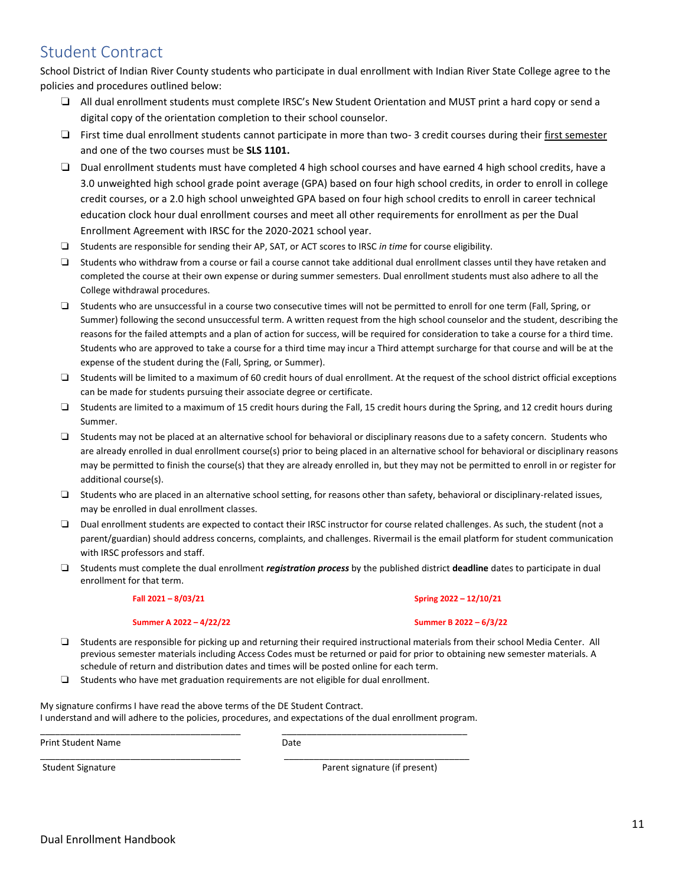## Student Contract

School District of Indian River County students who participate in dual enrollment with Indian River State College agree to the policies and procedures outlined below:

- ❑ All dual enrollment students must complete IRSC's New Student Orientation and MUST print a hard copy or send a digital copy of the orientation completion to their school counselor.
- ❑ First time dual enrollment students cannot participate in more than two- 3 credit courses during their <u>first semester</u> and one of the two courses must be **SLS 1101.**
- ❑ Dual enrollment students must have completed 4 high school courses and have earned 4 high school credits, have a 3.0 unweighted high school grade point average (GPA) based on four high school credits, in order to enroll in college credit courses, or a 2.0 high school unweighted GPA based on four high school credits to enroll in career technical education clock hour dual enrollment courses and meet all other requirements for enrollment as per the Dual Enrollment Agreement with IRSC for the 2020-2021 school year.
- ❑ Students are responsible for sending their AP, SAT, or ACT scores to IRSC *in time* for course eligibility.
- ❑ Students who withdraw from a course or fail a course cannot take additional dual enrollment classes until they have retaken and completed the course at their own expense or during summer semesters. Dual enrollment students must also adhere to all the College withdrawal procedures.
- ❑ Students who are unsuccessful in a course two consecutive times will not be permitted to enroll for one term (Fall, Spring, or Summer) following the second unsuccessful term. A written request from the high school counselor and the student, describing the reasons for the failed attempts and a plan of action for success, will be required for consideration to take a course for a third time. Students who are approved to take a course for a third time may incur a Third attempt surcharge for that course and will be at the expense of the student during the (Fall, Spring, or Summer).
- ❑ Students will be limited to a maximum of 60 credit hours of dual enrollment. At the request of the school district official exceptions can be made for students pursuing their associate degree or certificate.
- ❑ Students are limited to a maximum of 15 credit hours during the Fall, 15 credit hours during the Spring, and 12 credit hours during Summer.
- ❑ Students may not be placed at an alternative school for behavioral or disciplinary reasons due to a safety concern. Students who are already enrolled in dual enrollment course(s) prior to being placed in an alternative school for behavioral or disciplinary reasons may be permitted to finish the course(s) that they are already enrolled in, but they may not be permitted to enroll in or register for additional course(s).
- ❑ Students who are placed in an alternative school setting, for reasons other than safety, behavioral or disciplinary-related issues, may be enrolled in dual enrollment classes.
- ❑ Dual enrollment students are expected to contact their IRSC instructor for course related challenges. As such, the student (not a parent/guardian) should address concerns, complaints, and challenges. Rivermail is the email platform for student communication with IRSC professors and staff.
- ❑ Students must complete the dual enrollment ***registration process*** by the published district **deadline** dates to participate in dual enrollment for that term.

  **Fall 2021 – 8/03/21**

  **Spring 2022 – 12/10/21**

  **Summer A 2022 – 4/22/22**

  **Summer B 2022 – 6/3/22**

- ❑ Students are responsible for picking up and returning their required instructional materials from their school Media Center. All previous semester materials including Access Codes must be returned or paid for prior to obtaining new semester materials. A schedule of return and distribution dates and times will be posted online for each term.
- ❑ Students who have met graduation requirements are not eligible for dual enrollment.

My signature confirms I have read the above terms of the DE Student Contract.
I understand and will adhere to the policies, procedures, and expectations of the dual enrollment program.

\_\_\_\_\_\_\_\_\_\_\_\_\_\_\_\_\_\_\_\_\_\_\_\_\_\_\_\_\_\_\_\_\_\_\_\_\_\_\_\_ \_\_\_\_\_\_\_\_\_\_\_\_\_\_\_\_\_\_\_\_\_\_\_\_\_\_\_\_\_\_\_\_\_\_\_\_\_\_\_\_

Print Student Name Date

\_\_\_\_\_\_\_\_\_\_\_\_\_\_\_\_\_\_\_\_\_\_\_\_\_\_\_\_\_\_\_\_\_\_\_\_\_\_\_\_ \_\_\_\_\_\_\_\_\_\_\_\_\_\_\_\_\_\_\_\_\_\_\_\_\_\_\_\_\_\_\_\_\_\_\_\_\_\_\_\_

Student Signature Parent signature (if present)